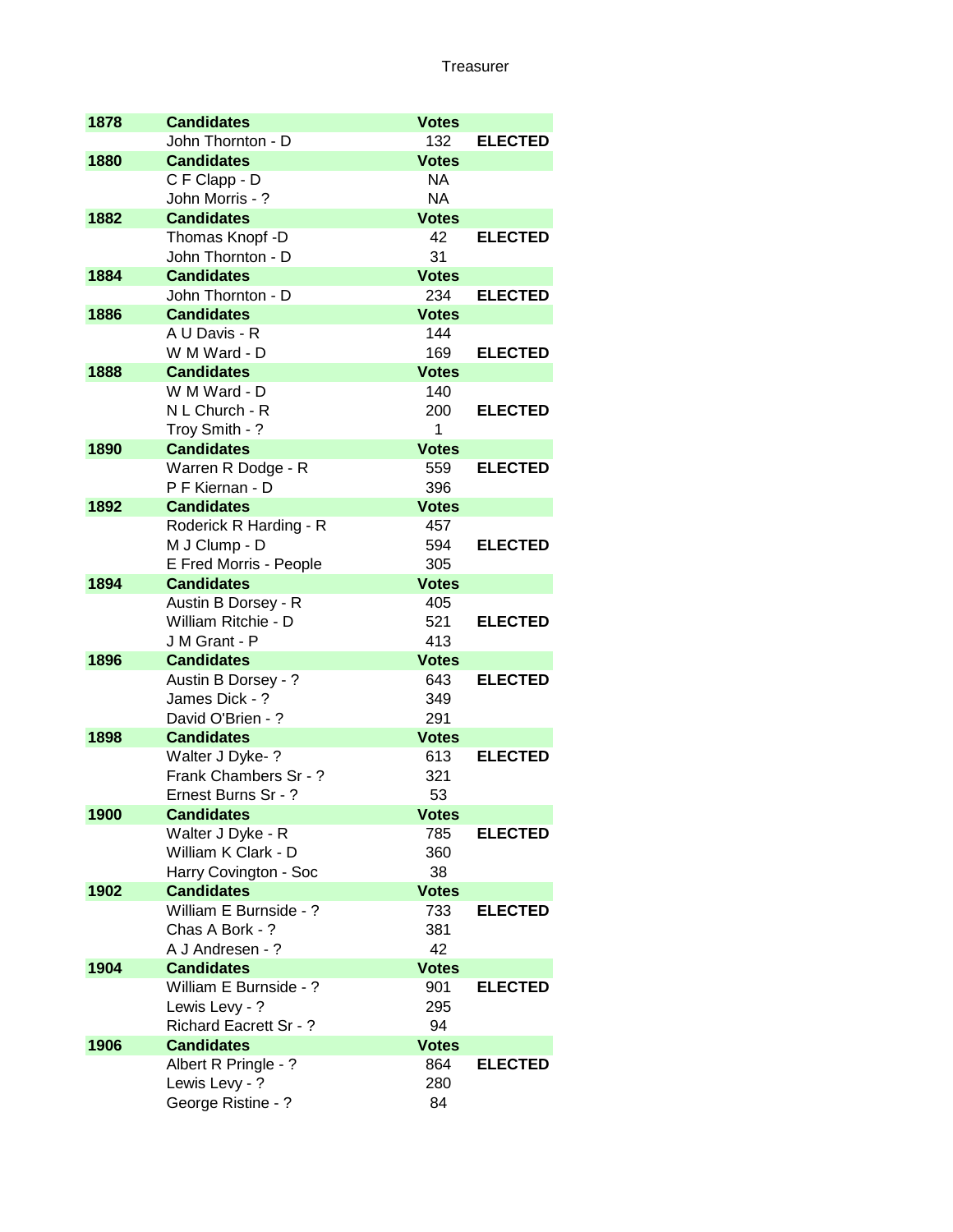# Treasurer

| Year | Candidates | Votes | |
|---|---|---|---|
| **1878** | **Candidates** | **Votes** | |
| | John Thornton - D | 132 | **ELECTED** |
| **1880** | **Candidates** | **Votes** | |
| | C F Clapp - D | NA | |
| | John Morris - ? | NA | |
| **1882** | **Candidates** | **Votes** | |
| | Thomas Knopf -D | 42 | **ELECTED** |
| | John Thornton - D | 31 | |
| **1884** | **Candidates** | **Votes** | |
| | John Thornton - D | 234 | **ELECTED** |
| **1886** | **Candidates** | **Votes** | |
| | A U Davis - R | 144 | |
| | W M Ward - D | 169 | **ELECTED** |
| **1888** | **Candidates** | **Votes** | |
| | W M Ward - D | 140 | |
| | N L Church - R | 200 | **ELECTED** |
| | Troy Smith - ? | 1 | |
| **1890** | **Candidates** | **Votes** | |
| | Warren R Dodge - R | 559 | **ELECTED** |
| | P F Kiernan - D | 396 | |
| **1892** | **Candidates** | **Votes** | |
| | Roderick R Harding - R | 457 | |
| | M J Clump - D | 594 | **ELECTED** |
| | E Fred Morris - People | 305 | |
| **1894** | **Candidates** | **Votes** | |
| | Austin B Dorsey - R | 405 | |
| | William Ritchie - D | 521 | **ELECTED** |
| | J M Grant - P | 413 | |
| **1896** | **Candidates** | **Votes** | |
| | Austin B Dorsey - ? | 643 | **ELECTED** |
| | James Dick - ? | 349 | |
| | David O'Brien - ? | 291 | |
| **1898** | **Candidates** | **Votes** | |
| | Walter J Dyke- ? | 613 | **ELECTED** |
| | Frank Chambers Sr - ? | 321 | |
| | Ernest Burns Sr - ? | 53 | |
| **1900** | **Candidates** | **Votes** | |
| | Walter J Dyke - R | 785 | **ELECTED** |
| | William K Clark - D | 360 | |
| | Harry Covington - Soc | 38 | |
| **1902** | **Candidates** | **Votes** | |
| | William E Burnside - ? | 733 | **ELECTED** |
| | Chas A Bork - ? | 381 | |
| | A J Andresen - ? | 42 | |
| **1904** | **Candidates** | **Votes** | |
| | William E Burnside - ? | 901 | **ELECTED** |
| | Lewis Levy - ? | 295 | |
| | Richard Eacrett Sr - ? | 94 | |
| **1906** | **Candidates** | **Votes** | |
| | Albert R Pringle - ? | 864 | **ELECTED** |
| | Lewis Levy - ? | 280 | |
| | George Ristine - ? | 84 | |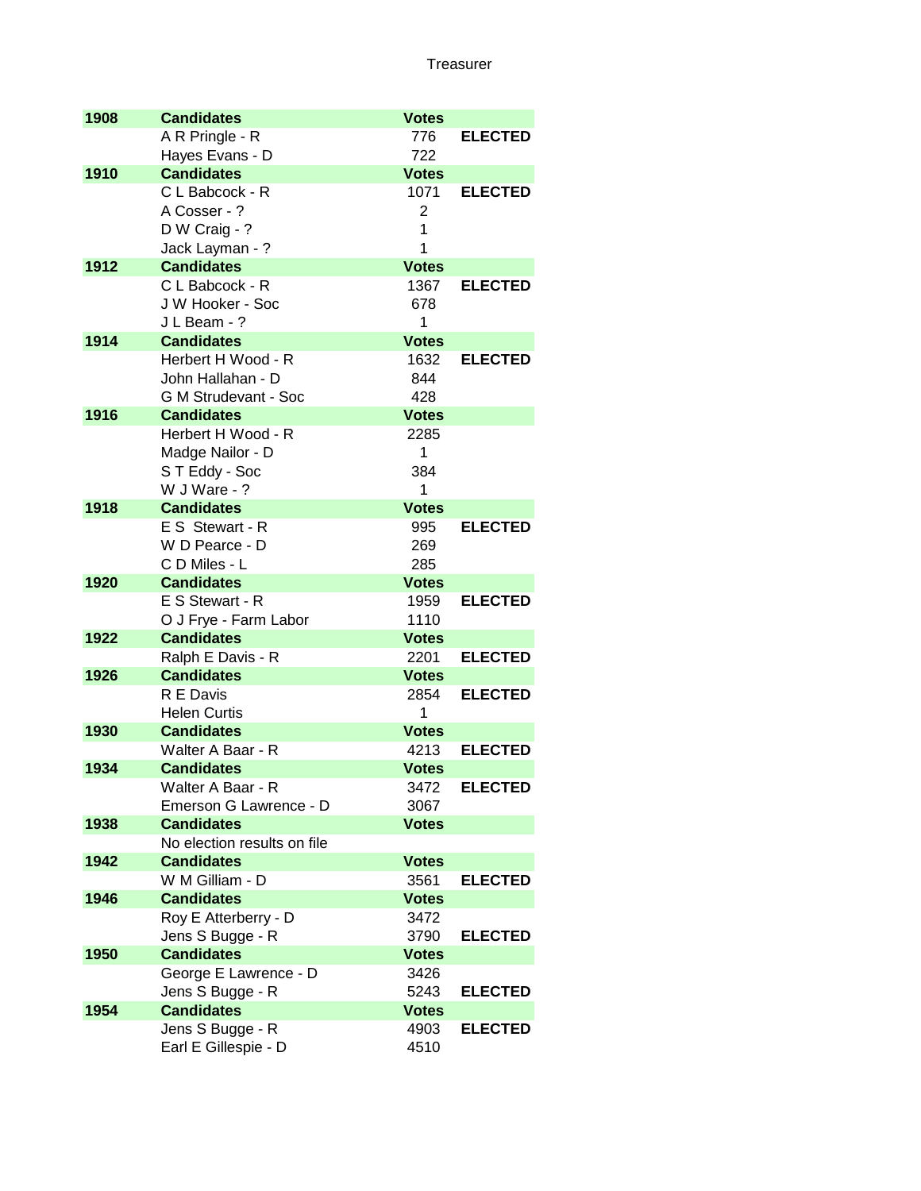# Treasurer

| Year | Candidates | Votes | |
|---|---|---|---|
| 1908 | **Candidates** | **Votes** | |
| | A R Pringle - R | 776 | **ELECTED** |
| | Hayes Evans - D | 722 | |
| 1910 | **Candidates** | **Votes** | |
| | C L Babcock - R | 1071 | **ELECTED** |
| | A Cosser - ? | 2 | |
| | D W Craig - ? | 1 | |
| | Jack Layman - ? | 1 | |
| 1912 | **Candidates** | **Votes** | |
| | C L Babcock - R | 1367 | **ELECTED** |
| | J W Hooker - Soc | 678 | |
| | J L Beam - ? | 1 | |
| 1914 | **Candidates** | **Votes** | |
| | Herbert H Wood - R | 1632 | **ELECTED** |
| | John Hallahan - D | 844 | |
| | G M Strudevant - Soc | 428 | |
| 1916 | **Candidates** | **Votes** | |
| | Herbert H Wood - R | 2285 | |
| | Madge Nailor - D | 1 | |
| | S T Eddy - Soc | 384 | |
| | W J Ware - ? | 1 | |
| 1918 | **Candidates** | **Votes** | |
| | E S Stewart - R | 995 | **ELECTED** |
| | W D Pearce - D | 269 | |
| | C D Miles - L | 285 | |
| 1920 | **Candidates** | **Votes** | |
| | E S Stewart - R | 1959 | **ELECTED** |
| | O J Frye - Farm Labor | 1110 | |
| 1922 | **Candidates** | **Votes** | |
| | Ralph E Davis - R | 2201 | **ELECTED** |
| 1926 | **Candidates** | **Votes** | |
| | R E Davis | 2854 | **ELECTED** |
| | Helen Curtis | 1 | |
| 1930 | **Candidates** | **Votes** | |
| | Walter A Baar - R | 4213 | **ELECTED** |
| 1934 | **Candidates** | **Votes** | |
| | Walter A Baar - R | 3472 | **ELECTED** |
| | Emerson G Lawrence - D | 3067 | |
| 1938 | **Candidates** | **Votes** | |
| | No election results on file | | |
| 1942 | **Candidates** | **Votes** | |
| | W M Gilliam - D | 3561 | **ELECTED** |
| 1946 | **Candidates** | **Votes** | |
| | Roy E Atterberry - D | 3472 | |
| | Jens S Bugge - R | 3790 | **ELECTED** |
| 1950 | **Candidates** | **Votes** | |
| | George E Lawrence - D | 3426 | |
| | Jens S Bugge - R | 5243 | **ELECTED** |
| 1954 | **Candidates** | **Votes** | |
| | Jens S Bugge - R | 4903 | **ELECTED** |
| | Earl E Gillespie - D | 4510 | |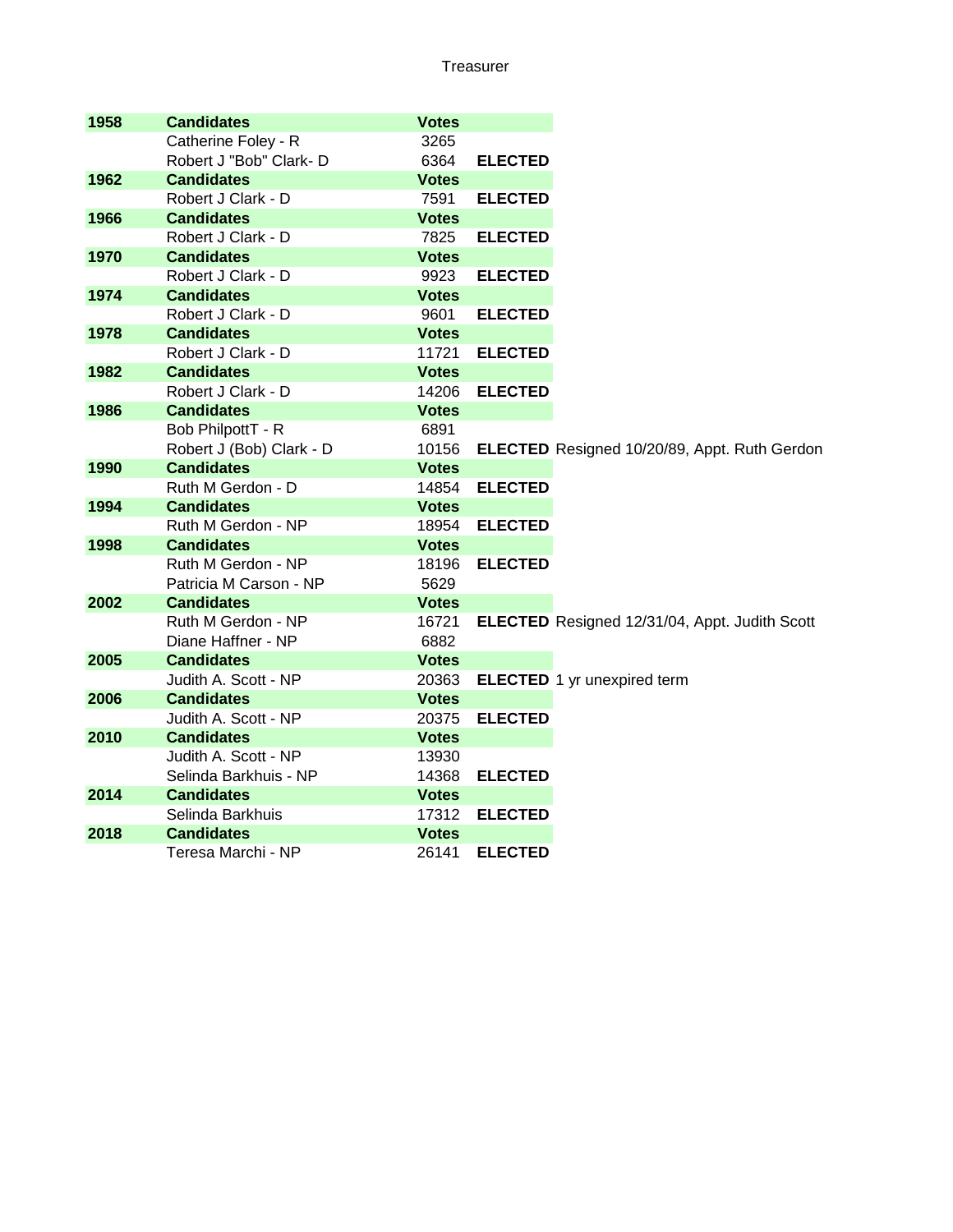Treasurer

| | | | | |
|---|---|---|---|---|
| **1958** | **Candidates** | **Votes** | | |
| | Catherine Foley - R | 3265 | | |
| | Robert J "Bob" Clark- D | 6364 | **ELECTED** | |
| **1962** | **Candidates** | **Votes** | | |
| | Robert J Clark - D | 7591 | **ELECTED** | |
| **1966** | **Candidates** | **Votes** | | |
| | Robert J Clark - D | 7825 | **ELECTED** | |
| **1970** | **Candidates** | **Votes** | | |
| | Robert J Clark - D | 9923 | **ELECTED** | |
| **1974** | **Candidates** | **Votes** | | |
| | Robert J Clark - D | 9601 | **ELECTED** | |
| **1978** | **Candidates** | **Votes** | | |
| | Robert J Clark - D | 11721 | **ELECTED** | |
| **1982** | **Candidates** | **Votes** | | |
| | Robert J Clark - D | 14206 | **ELECTED** | |
| **1986** | **Candidates** | **Votes** | | |
| | Bob PhilpottT - R | 6891 | | |
| | Robert J (Bob) Clark - D | 10156 | **ELECTED** | Resigned 10/20/89, Appt. Ruth Gerdon |
| **1990** | **Candidates** | **Votes** | | |
| | Ruth M Gerdon - D | 14854 | **ELECTED** | |
| **1994** | **Candidates** | **Votes** | | |
| | Ruth M Gerdon - NP | 18954 | **ELECTED** | |
| **1998** | **Candidates** | **Votes** | | |
| | Ruth M Gerdon - NP | 18196 | **ELECTED** | |
| | Patricia M Carson - NP | 5629 | | |
| **2002** | **Candidates** | **Votes** | | |
| | Ruth M Gerdon - NP | 16721 | **ELECTED** | Resigned 12/31/04, Appt. Judith Scott |
| | Diane Haffner - NP | 6882 | | |
| **2005** | **Candidates** | **Votes** | | |
| | Judith A. Scott - NP | 20363 | **ELECTED** | 1 yr unexpired term |
| **2006** | **Candidates** | **Votes** | | |
| | Judith A. Scott - NP | 20375 | **ELECTED** | |
| **2010** | **Candidates** | **Votes** | | |
| | Judith A. Scott - NP | 13930 | | |
| | Selinda Barkhuis - NP | 14368 | **ELECTED** | |
| **2014** | **Candidates** | **Votes** | | |
| | Selinda Barkhuis | 17312 | **ELECTED** | |
| **2018** | **Candidates** | **Votes** | | |
| | Teresa Marchi - NP | 26141 | **ELECTED** | |